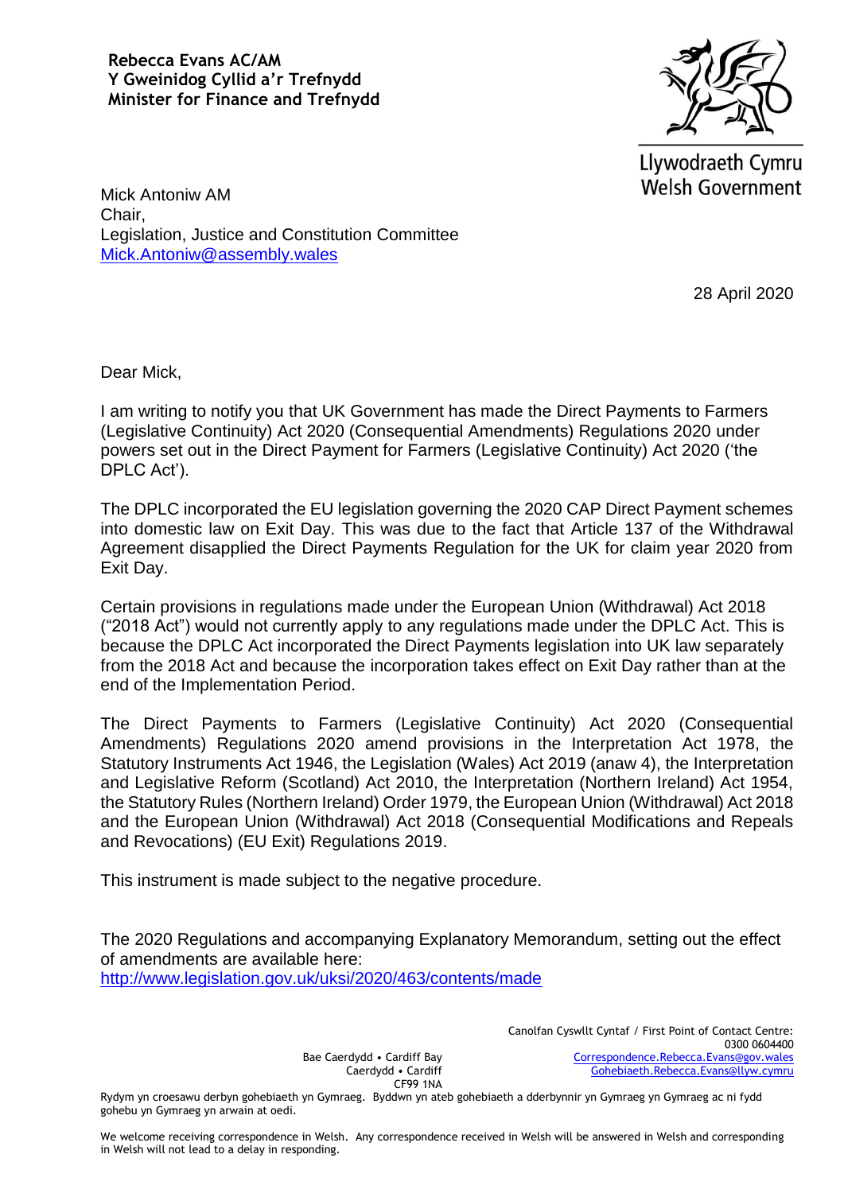**Rebecca Evans AC/AM**
**Y Gweinidog Cyllid a'r Trefnydd**
**Minister for Finance and Trefnydd**

Llywodraeth Cymru
Welsh Government

Mick Antoniw AM
Chair,
Legislation, Justice and Constitution Committee
Mick.Antoniw@assembly.wales

28 April 2020

Dear Mick,

I am writing to notify you that UK Government has made the Direct Payments to Farmers (Legislative Continuity) Act 2020 (Consequential Amendments) Regulations 2020 under powers set out in the Direct Payment for Farmers (Legislative Continuity) Act 2020 ('the DPLC Act').

The DPLC incorporated the EU legislation governing the 2020 CAP Direct Payment schemes into domestic law on Exit Day. This was due to the fact that Article 137 of the Withdrawal Agreement disapplied the Direct Payments Regulation for the UK for claim year 2020 from Exit Day.

Certain provisions in regulations made under the European Union (Withdrawal) Act 2018 ("2018 Act") would not currently apply to any regulations made under the DPLC Act. This is because the DPLC Act incorporated the Direct Payments legislation into UK law separately from the 2018 Act and because the incorporation takes effect on Exit Day rather than at the end of the Implementation Period.

The Direct Payments to Farmers (Legislative Continuity) Act 2020 (Consequential Amendments) Regulations 2020 amend provisions in the Interpretation Act 1978, the Statutory Instruments Act 1946, the Legislation (Wales) Act 2019 (anaw 4), the Interpretation and Legislative Reform (Scotland) Act 2010, the Interpretation (Northern Ireland) Act 1954, the Statutory Rules (Northern Ireland) Order 1979, the European Union (Withdrawal) Act 2018 and the European Union (Withdrawal) Act 2018 (Consequential Modifications and Repeals and Revocations) (EU Exit) Regulations 2019.

This instrument is made subject to the negative procedure.

The 2020 Regulations and accompanying Explanatory Memorandum, setting out the effect of amendments are available here:
http://www.legislation.gov.uk/uksi/2020/463/contents/made

Bae Caerdydd • Cardiff Bay
Caerdydd • Cardiff
CF99 1NA

Canolfan Cyswllt Cyntaf / First Point of Contact Centre:
0300 0604400
Correspondence.Rebecca.Evans@gov.wales
Gohebiaeth.Rebecca.Evans@llyw.cymru

Rydym yn croesawu derbyn gohebiaeth yn Gymraeg. Byddwn yn ateb gohebiaeth a dderbynnir yn Gymraeg yn Gymraeg ac ni fydd gohebu yn Gymraeg yn arwain at oedi.

We welcome receiving correspondence in Welsh. Any correspondence received in Welsh will be answered in Welsh and corresponding in Welsh will not lead to a delay in responding.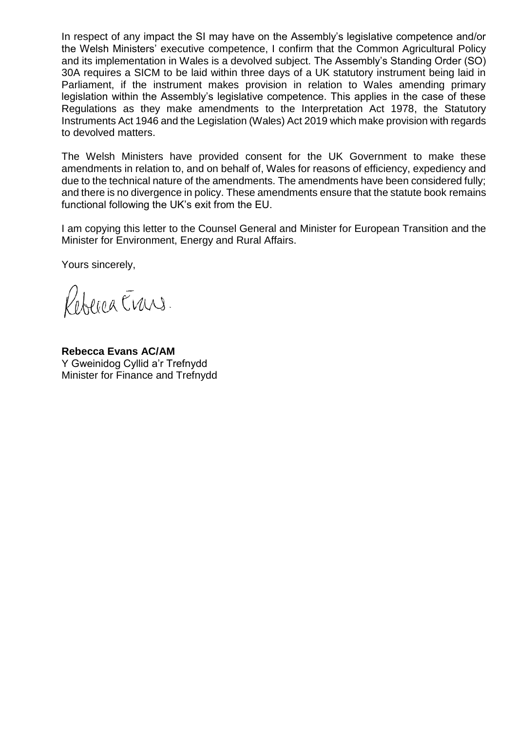In respect of any impact the SI may have on the Assembly's legislative competence and/or the Welsh Ministers' executive competence, I confirm that the Common Agricultural Policy and its implementation in Wales is a devolved subject. The Assembly's Standing Order (SO) 30A requires a SICM to be laid within three days of a UK statutory instrument being laid in Parliament, if the instrument makes provision in relation to Wales amending primary legislation within the Assembly's legislative competence. This applies in the case of these Regulations as they make amendments to the Interpretation Act 1978, the Statutory Instruments Act 1946 and the Legislation (Wales) Act 2019 which make provision with regards to devolved matters.

The Welsh Ministers have provided consent for the UK Government to make these amendments in relation to, and on behalf of, Wales for reasons of efficiency, expediency and due to the technical nature of the amendments. The amendments have been considered fully; and there is no divergence in policy. These amendments ensure that the statute book remains functional following the UK's exit from the EU.

I am copying this letter to the Counsel General and Minister for European Transition and the Minister for Environment, Energy and Rural Affairs.

Yours sincerely,

Rebecca Evans.

**Rebecca Evans AC/AM**
Y Gweinidog Cyllid a'r Trefnydd
Minister for Finance and Trefnydd